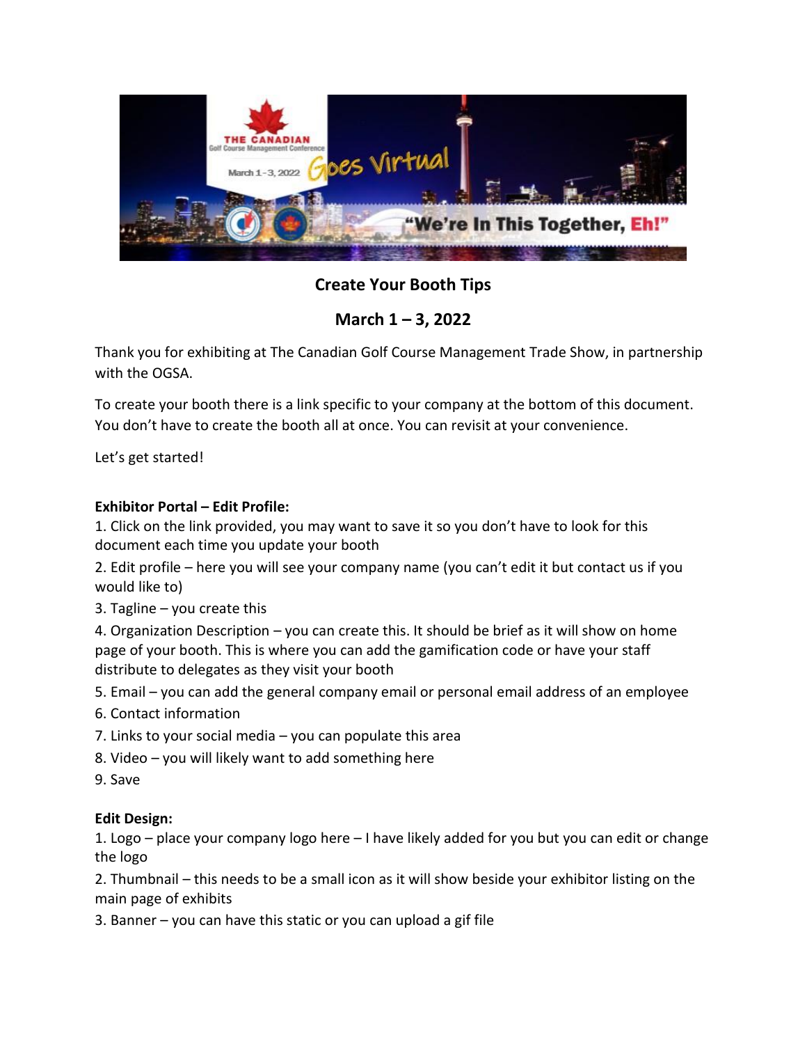## Create Your Booth Tips

## March 1 – 3, 2022

Thank you for exhibiting at The Canadian Golf Course Management Trade Show, in partnership with the OGSA.

To create your booth there is a link specific to your company at the bottom of this document. You don't have to create the booth all at once. You can revisit at your convenience.

Let's get started!

**Exhibitor Portal – Edit Profile:**

1. Click on the link provided, you may want to save it so you don't have to look for this document each time you update your booth
2. Edit profile – here you will see your company name (you can't edit it but contact us if you would like to)
3. Tagline – you create this
4. Organization Description – you can create this. It should be brief as it will show on home page of your booth. This is where you can add the gamification code or have your staff distribute to delegates as they visit your booth
5. Email – you can add the general company email or personal email address of an employee
6. Contact information
7. Links to your social media – you can populate this area
8. Video – you will likely want to add something here
9. Save

**Edit Design:**

1. Logo – place your company logo here – I have likely added for you but you can edit or change the logo
2. Thumbnail – this needs to be a small icon as it will show beside your exhibitor listing on the main page of exhibits
3. Banner – you can have this static or you can upload a gif file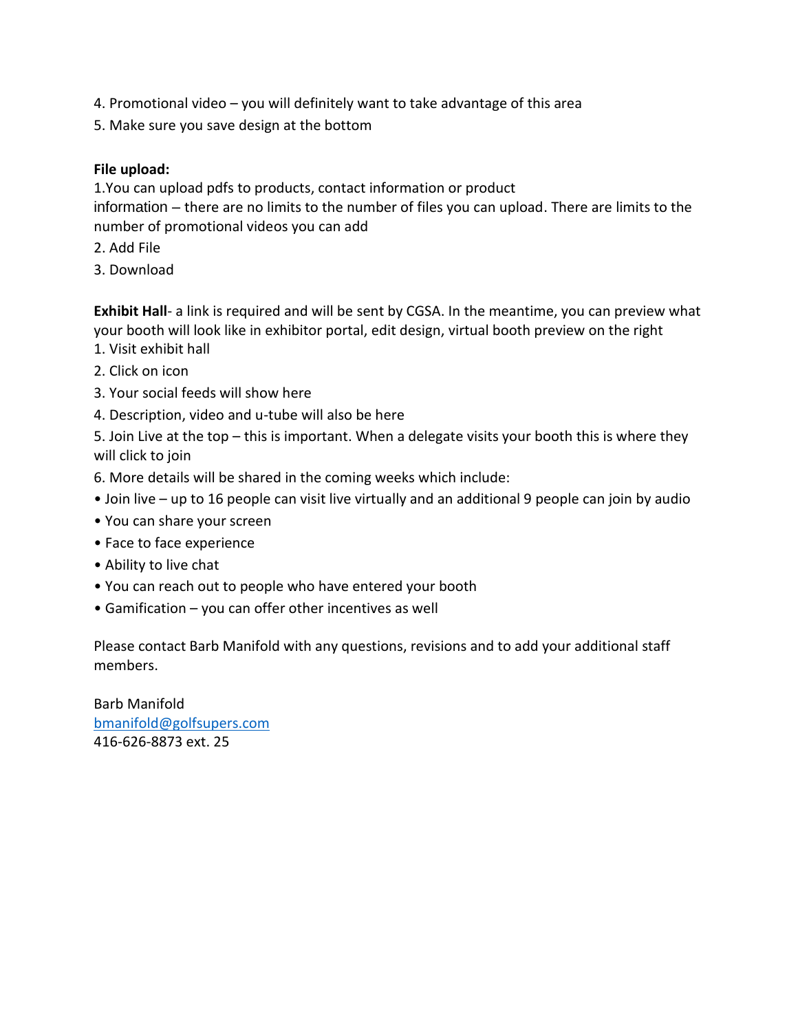4. Promotional video – you will definitely want to take advantage of this area
5. Make sure you save design at the bottom

**File upload:**

1.You can upload pdfs to products, contact information or product information – there are no limits to the number of files you can upload. There are limits to the number of promotional videos you can add
2. Add File
3. Download

**Exhibit Hall**- a link is required and will be sent by CGSA. In the meantime, you can preview what your booth will look like in exhibitor portal, edit design, virtual booth preview on the right

1. Visit exhibit hall
2. Click on icon
3. Your social feeds will show here
4. Description, video and u-tube will also be here
5. Join Live at the top – this is important. When a delegate visits your booth this is where they will click to join
6. More details will be shared in the coming weeks which include:

- Join live – up to 16 people can visit live virtually and an additional 9 people can join by audio
- You can share your screen
- Face to face experience
- Ability to live chat
- You can reach out to people who have entered your booth
- Gamification – you can offer other incentives as well

Please contact Barb Manifold with any questions, revisions and to add your additional staff members.

Barb Manifold
bmanifold@golfsupers.com
416-626-8873 ext. 25